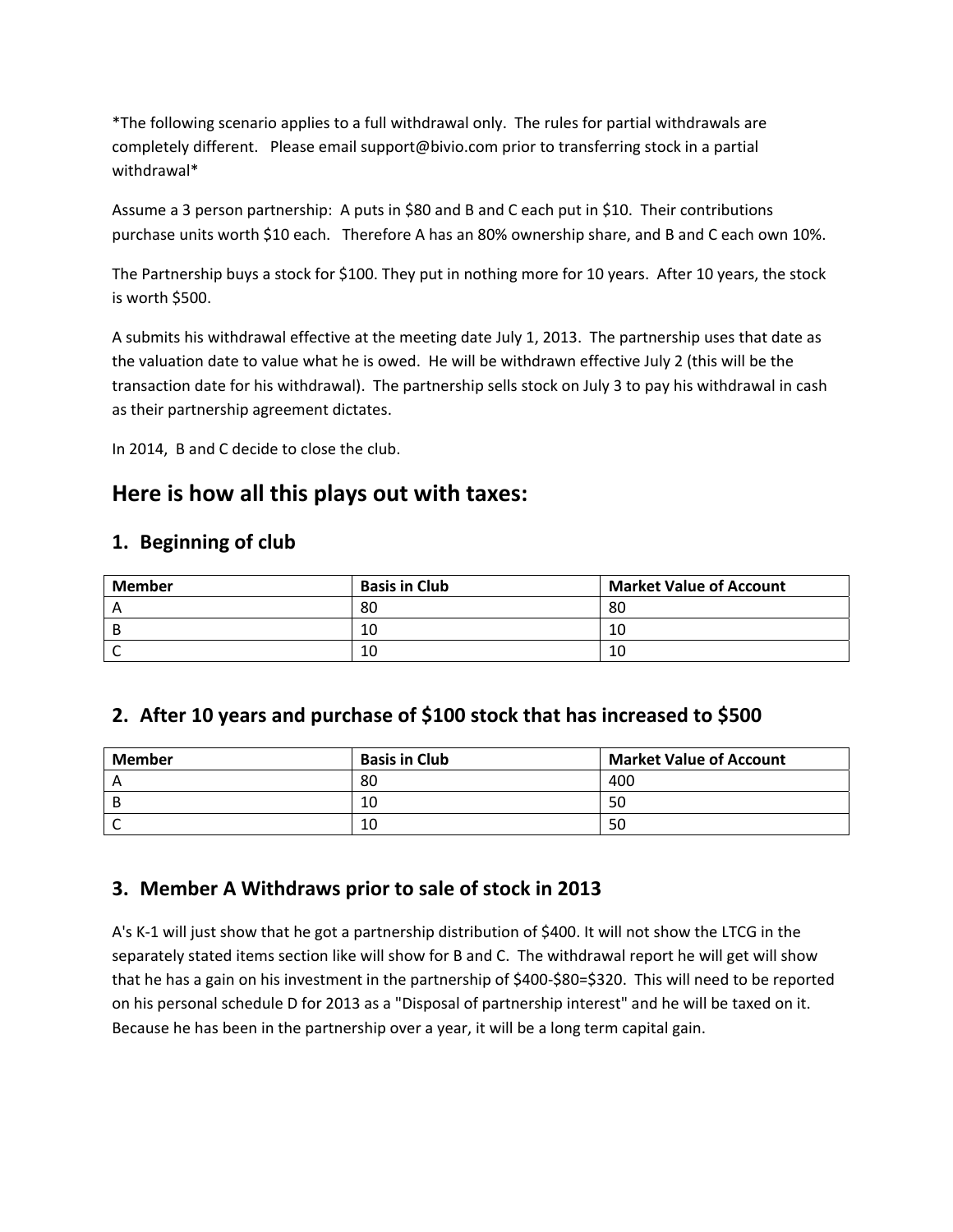*The following scenario applies to a full withdrawal only. The rules for partial withdrawals are completely different. Please email support@bivio.com prior to transferring stock in a partial withdrawal*

Assume a 3 person partnership: A puts in $80 and B and C each put in $10. Their contributions purchase units worth $10 each. Therefore A has an 80% ownership share, and B and C each own 10%.

The Partnership buys a stock for $100. They put in nothing more for 10 years. After 10 years, the stock is worth $500.

A submits his withdrawal effective at the meeting date July 1, 2013. The partnership uses that date as the valuation date to value what he is owed. He will be withdrawn effective July 2 (this will be the transaction date for his withdrawal). The partnership sells stock on July 3 to pay his withdrawal in cash as their partnership agreement dictates.

In 2014, B and C decide to close the club.

## Here is how all this plays out with taxes:

### 1. Beginning of club

| Member | Basis in Club | Market Value of Account |
|---|---|---|
| A | 80 | 80 |
| B | 10 | 10 |
| C | 10 | 10 |

### 2. After 10 years and purchase of $100 stock that has increased to $500

| Member | Basis in Club | Market Value of Account |
|---|---|---|
| A | 80 | 400 |
| B | 10 | 50 |
| C | 10 | 50 |

### 3. Member A Withdraws prior to sale of stock in 2013

A's K-1 will just show that he got a partnership distribution of $400. It will not show the LTCG in the separately stated items section like will show for B and C. The withdrawal report he will get will show that he has a gain on his investment in the partnership of $400-$80=$320. This will need to be reported on his personal schedule D for 2013 as a "Disposal of partnership interest" and he will be taxed on it. Because he has been in the partnership over a year, it will be a long term capital gain.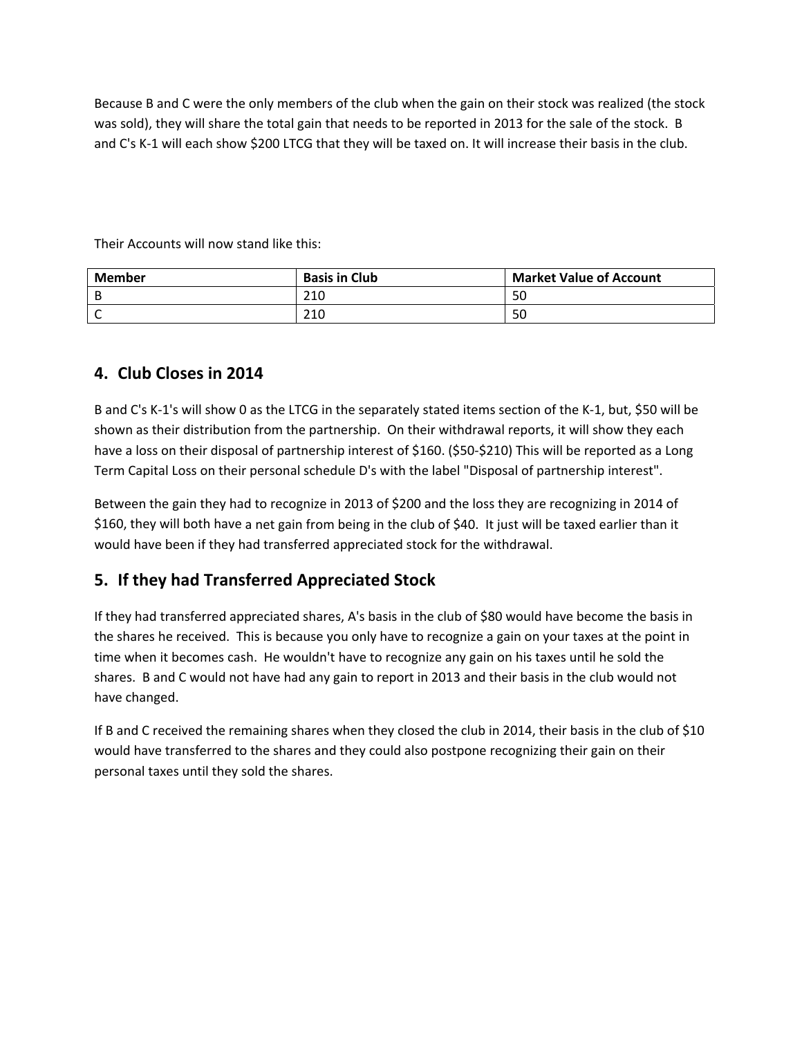Because B and C were the only members of the club when the gain on their stock was realized (the stock was sold), they will share the total gain that needs to be reported in 2013 for the sale of the stock. B and C's K-1 will each show $200 LTCG that they will be taxed on. It will increase their basis in the club.

Their Accounts will now stand like this:

| Member | Basis in Club | Market Value of Account |
|---|---|---|
| B | 210 | 50 |
| C | 210 | 50 |

## 4. Club Closes in 2014

B and C's K-1's will show 0 as the LTCG in the separately stated items section of the K-1, but, $50 will be shown as their distribution from the partnership. On their withdrawal reports, it will show they each have a loss on their disposal of partnership interest of $160. ($50-$210) This will be reported as a Long Term Capital Loss on their personal schedule D's with the label "Disposal of partnership interest".

Between the gain they had to recognize in 2013 of $200 and the loss they are recognizing in 2014 of $160, they will both have a net gain from being in the club of $40. It just will be taxed earlier than it would have been if they had transferred appreciated stock for the withdrawal.

## 5. If they had Transferred Appreciated Stock

If they had transferred appreciated shares, A's basis in the club of $80 would have become the basis in the shares he received. This is because you only have to recognize a gain on your taxes at the point in time when it becomes cash. He wouldn't have to recognize any gain on his taxes until he sold the shares. B and C would not have had any gain to report in 2013 and their basis in the club would not have changed.

If B and C received the remaining shares when they closed the club in 2014, their basis in the club of $10 would have transferred to the shares and they could also postpone recognizing their gain on their personal taxes until they sold the shares.